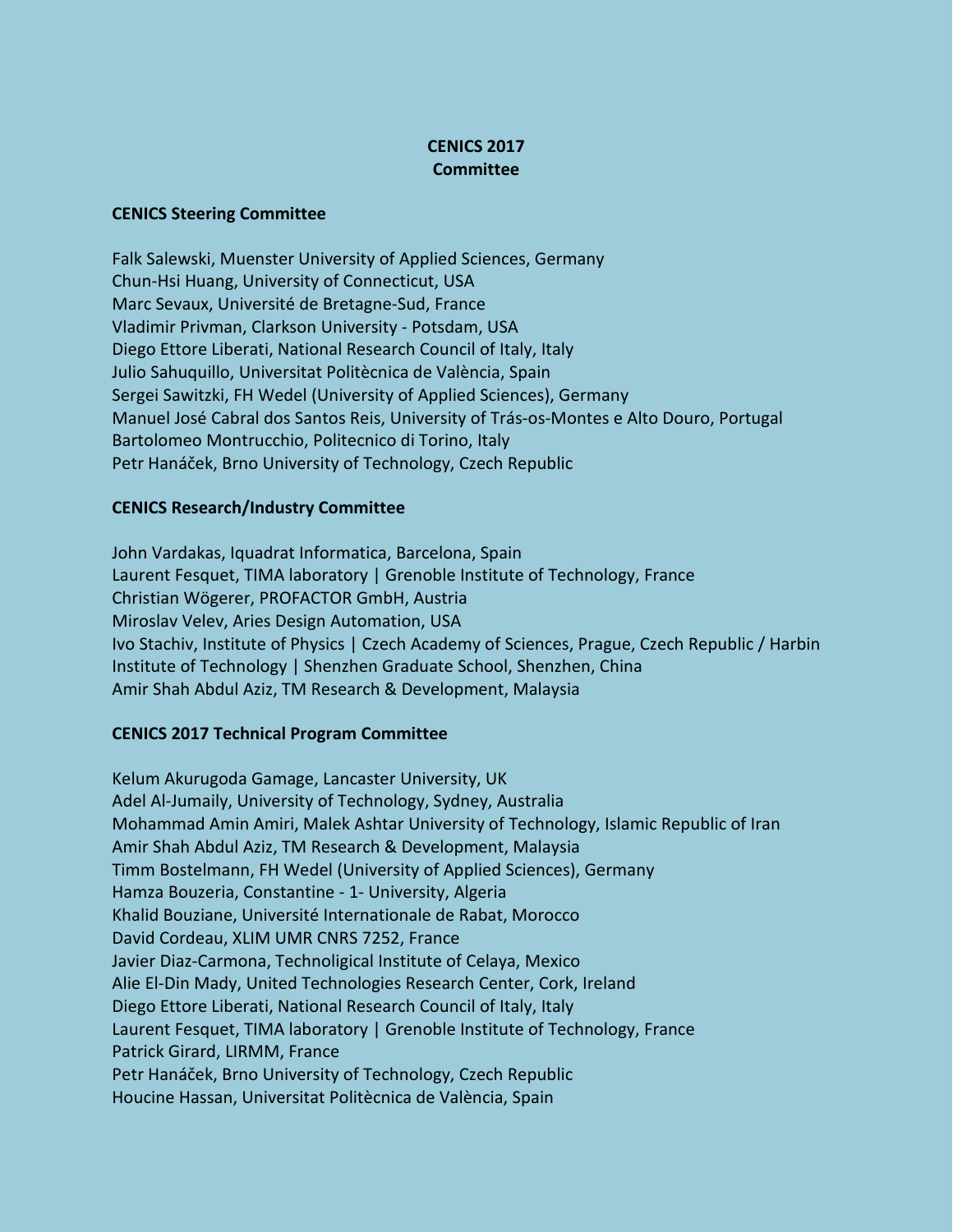# CENICS 2017
# Committee

## CENICS Steering Committee

Falk Salewski, Muenster University of Applied Sciences, Germany
Chun-Hsi Huang, University of Connecticut, USA
Marc Sevaux, Université de Bretagne-Sud, France
Vladimir Privman, Clarkson University - Potsdam, USA
Diego Ettore Liberati, National Research Council of Italy, Italy
Julio Sahuquillo, Universitat Politècnica de València, Spain
Sergei Sawitzki, FH Wedel (University of Applied Sciences), Germany
Manuel José Cabral dos Santos Reis, University of Trás-os-Montes e Alto Douro, Portugal
Bartolomeo Montrucchio, Politecnico di Torino, Italy
Petr Hanáček, Brno University of Technology, Czech Republic

## CENICS Research/Industry Committee

John Vardakas, Iquadrat Informatica, Barcelona, Spain
Laurent Fesquet, TIMA laboratory | Grenoble Institute of Technology, France
Christian Wögerer, PROFACTOR GmbH, Austria
Miroslav Velev, Aries Design Automation, USA
Ivo Stachiv, Institute of Physics | Czech Academy of Sciences, Prague, Czech Republic / Harbin Institute of Technology | Shenzhen Graduate School, Shenzhen, China
Amir Shah Abdul Aziz, TM Research & Development, Malaysia

## CENICS 2017 Technical Program Committee

Kelum Akurugoda Gamage, Lancaster University, UK
Adel Al-Jumaily, University of Technology, Sydney, Australia
Mohammad Amin Amiri, Malek Ashtar University of Technology, Islamic Republic of Iran
Amir Shah Abdul Aziz, TM Research & Development, Malaysia
Timm Bostelmann, FH Wedel (University of Applied Sciences), Germany
Hamza Bouzeria, Constantine - 1- University, Algeria
Khalid Bouziane, Université Internationale de Rabat, Morocco
David Cordeau, XLIM UMR CNRS 7252, France
Javier Diaz-Carmona, Technoligical Institute of Celaya, Mexico
Alie El-Din Mady, United Technologies Research Center, Cork, Ireland
Diego Ettore Liberati, National Research Council of Italy, Italy
Laurent Fesquet, TIMA laboratory | Grenoble Institute of Technology, France
Patrick Girard, LIRMM, France
Petr Hanáček, Brno University of Technology, Czech Republic
Houcine Hassan, Universitat Politècnica de València, Spain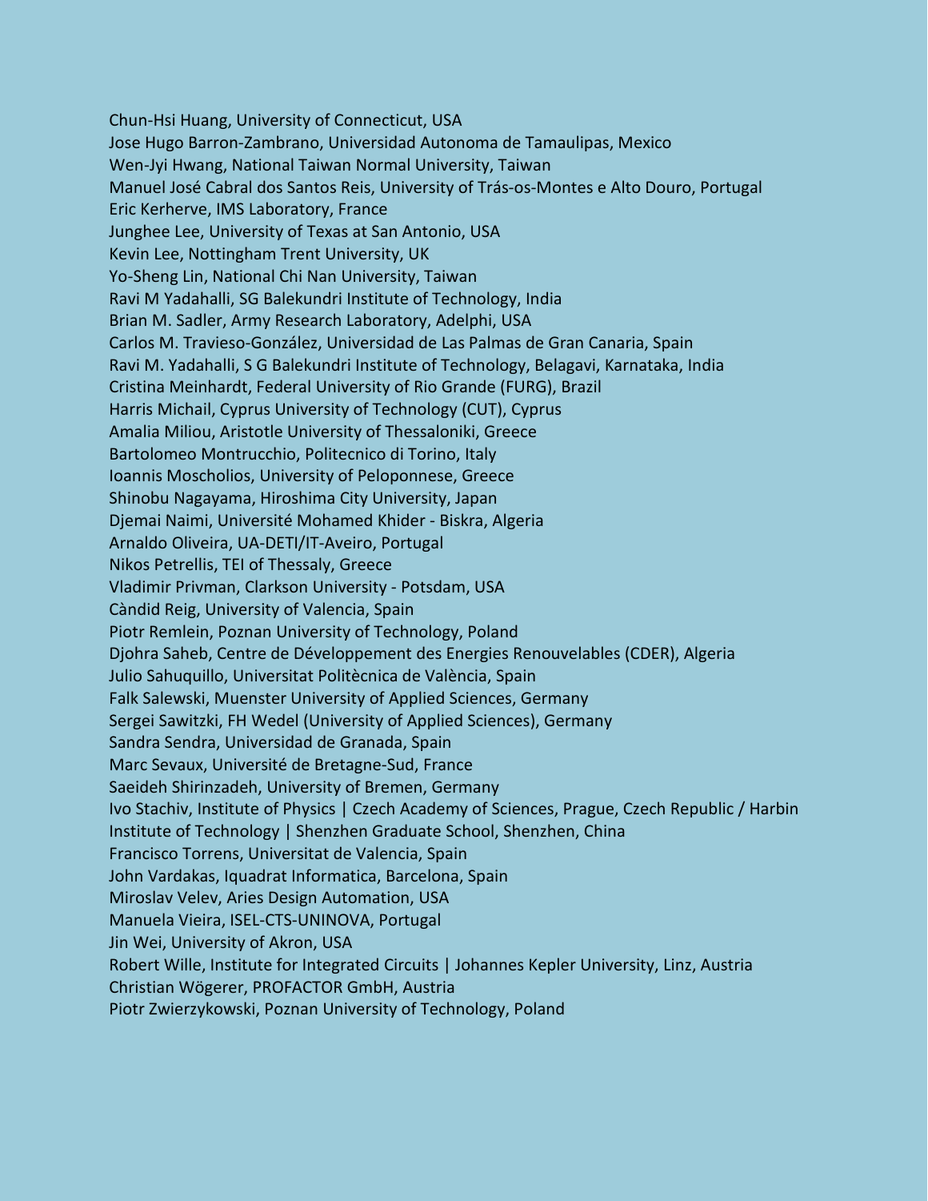Chun-Hsi Huang, University of Connecticut, USA
Jose Hugo Barron-Zambrano, Universidad Autonoma de Tamaulipas, Mexico
Wen-Jyi Hwang, National Taiwan Normal University, Taiwan
Manuel José Cabral dos Santos Reis, University of Trás-os-Montes e Alto Douro, Portugal
Eric Kerherve, IMS Laboratory, France
Junghee Lee, University of Texas at San Antonio, USA
Kevin Lee, Nottingham Trent University, UK
Yo-Sheng Lin, National Chi Nan University, Taiwan
Ravi M Yadahalli, SG Balekundri Institute of Technology, India
Brian M. Sadler, Army Research Laboratory, Adelphi, USA
Carlos M. Travieso-González, Universidad de Las Palmas de Gran Canaria, Spain
Ravi M. Yadahalli, S G Balekundri Institute of Technology, Belagavi, Karnataka, India
Cristina Meinhardt, Federal University of Rio Grande (FURG), Brazil
Harris Michail, Cyprus University of Technology (CUT), Cyprus
Amalia Miliou, Aristotle University of Thessaloniki, Greece
Bartolomeo Montrucchio, Politecnico di Torino, Italy
Ioannis Moscholios, University of Peloponnese, Greece
Shinobu Nagayama, Hiroshima City University, Japan
Djemai Naimi, Université Mohamed Khider - Biskra, Algeria
Arnaldo Oliveira, UA-DETI/IT-Aveiro, Portugal
Nikos Petrellis, TEI of Thessaly, Greece
Vladimir Privman, Clarkson University - Potsdam, USA
Càndid Reig, University of Valencia, Spain
Piotr Remlein, Poznan University of Technology, Poland
Djohra Saheb, Centre de Développement des Energies Renouvelables (CDER), Algeria
Julio Sahuquillo, Universitat Politècnica de València, Spain
Falk Salewski, Muenster University of Applied Sciences, Germany
Sergei Sawitzki, FH Wedel (University of Applied Sciences), Germany
Sandra Sendra, Universidad de Granada, Spain
Marc Sevaux, Université de Bretagne-Sud, France
Saeideh Shirinzadeh, University of Bremen, Germany
Ivo Stachiv, Institute of Physics | Czech Academy of Sciences, Prague, Czech Republic / Harbin Institute of Technology | Shenzhen Graduate School, Shenzhen, China
Francisco Torrens, Universitat de Valencia, Spain
John Vardakas, Iquadrat Informatica, Barcelona, Spain
Miroslav Velev, Aries Design Automation, USA
Manuela Vieira, ISEL-CTS-UNINOVA, Portugal
Jin Wei, University of Akron, USA
Robert Wille, Institute for Integrated Circuits | Johannes Kepler University, Linz, Austria
Christian Wögerer, PROFACTOR GmbH, Austria
Piotr Zwierzykowski, Poznan University of Technology, Poland